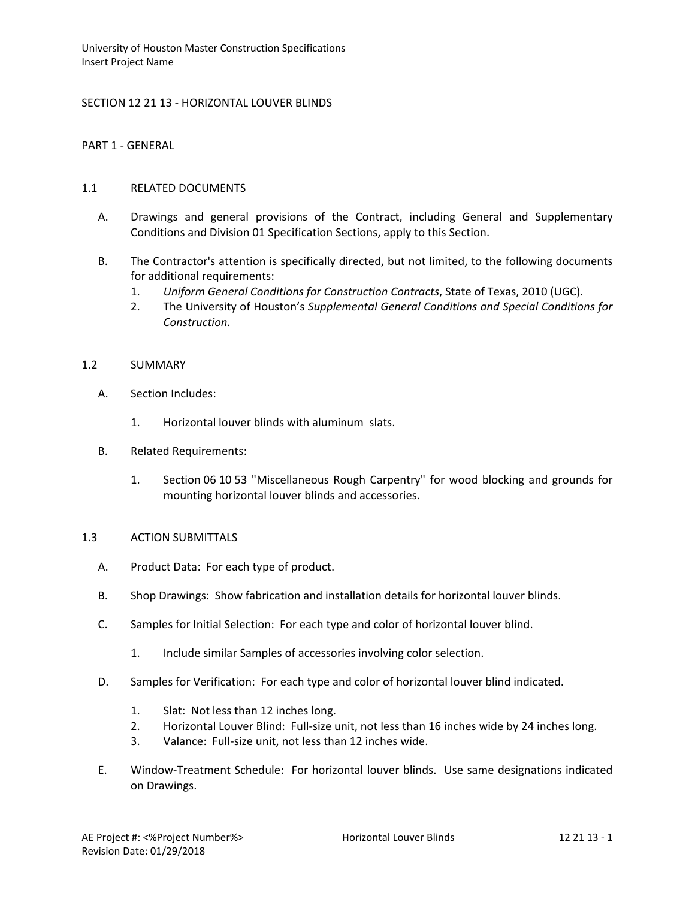# SECTION 12 21 13 - HORIZONTAL LOUVER BLINDS

## PART 1 - GENERAL

### 1.1 RELATED DOCUMENTS

A. Drawings and general provisions of the Contract, including General and Supplementary Conditions and Division 01 Specification Sections, apply to this Section.

B. The Contractor's attention is specifically directed, but not limited, to the following documents for additional requirements:
   1. *Uniform General Conditions for Construction Contracts*, State of Texas, 2010 (UGC).
   2. The University of Houston's *Supplemental General Conditions and Special Conditions for Construction.*

### 1.2 SUMMARY

A. Section Includes:

   1. Horizontal louver blinds with aluminum slats.

B. Related Requirements:

   1. Section 06 10 53 "Miscellaneous Rough Carpentry" for wood blocking and grounds for mounting horizontal louver blinds and accessories.

### 1.3 ACTION SUBMITTALS

A. Product Data: For each type of product.

B. Shop Drawings: Show fabrication and installation details for horizontal louver blinds.

C. Samples for Initial Selection: For each type and color of horizontal louver blind.

   1. Include similar Samples of accessories involving color selection.

D. Samples for Verification: For each type and color of horizontal louver blind indicated.

   1. Slat: Not less than 12 inches long.
   2. Horizontal Louver Blind: Full-size unit, not less than 16 inches wide by 24 inches long.
   3. Valance: Full-size unit, not less than 12 inches wide.

E. Window-Treatment Schedule: For horizontal louver blinds. Use same designations indicated on Drawings.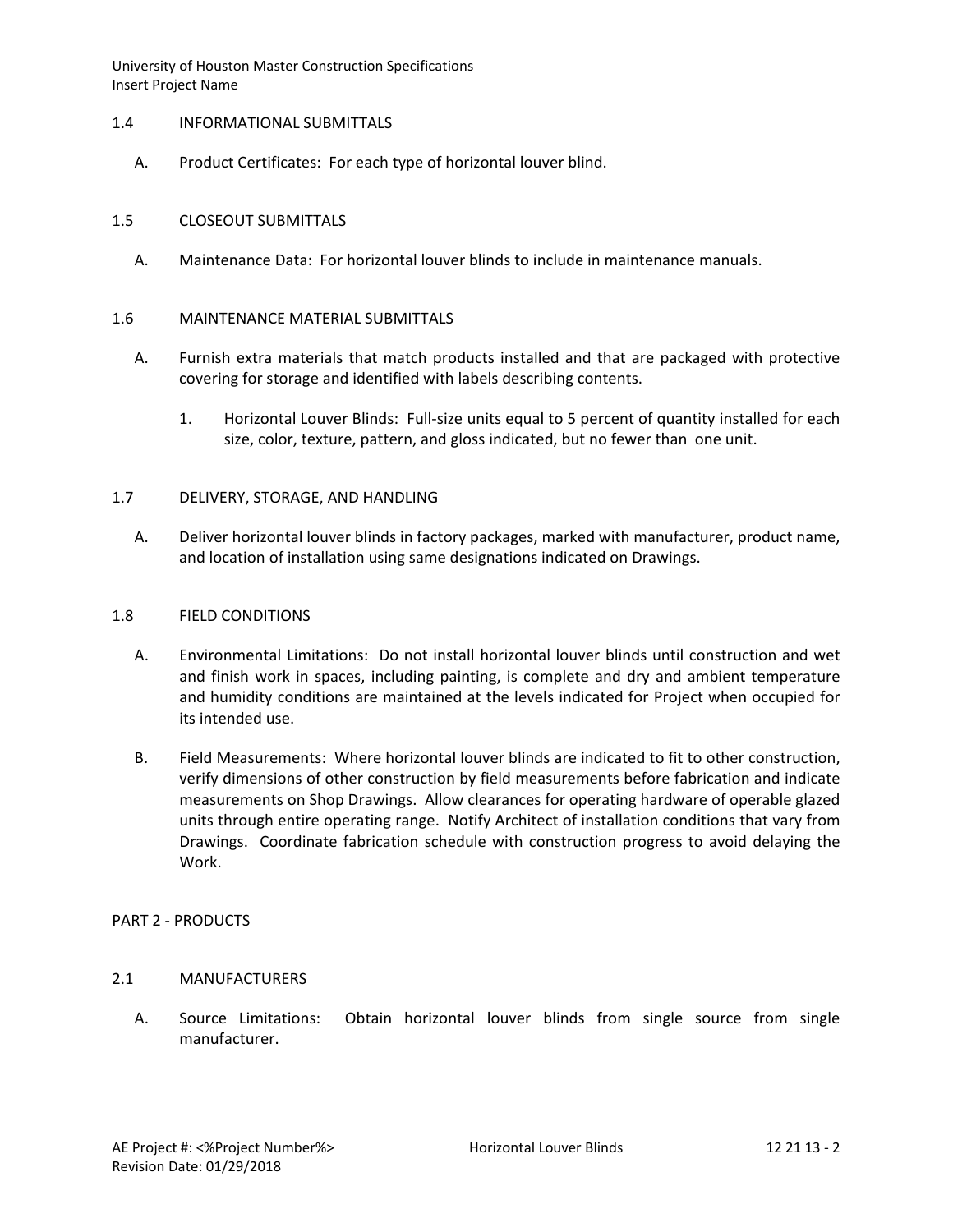## 1.4 INFORMATIONAL SUBMITTALS

A. Product Certificates: For each type of horizontal louver blind.

## 1.5 CLOSEOUT SUBMITTALS

A. Maintenance Data: For horizontal louver blinds to include in maintenance manuals.

## 1.6 MAINTENANCE MATERIAL SUBMITTALS

A. Furnish extra materials that match products installed and that are packaged with protective covering for storage and identified with labels describing contents.

1. Horizontal Louver Blinds: Full-size units equal to 5 percent of quantity installed for each size, color, texture, pattern, and gloss indicated, but no fewer than one unit.

## 1.7 DELIVERY, STORAGE, AND HANDLING

A. Deliver horizontal louver blinds in factory packages, marked with manufacturer, product name, and location of installation using same designations indicated on Drawings.

## 1.8 FIELD CONDITIONS

A. Environmental Limitations: Do not install horizontal louver blinds until construction and wet and finish work in spaces, including painting, is complete and dry and ambient temperature and humidity conditions are maintained at the levels indicated for Project when occupied for its intended use.

B. Field Measurements: Where horizontal louver blinds are indicated to fit to other construction, verify dimensions of other construction by field measurements before fabrication and indicate measurements on Shop Drawings. Allow clearances for operating hardware of operable glazed units through entire operating range. Notify Architect of installation conditions that vary from Drawings. Coordinate fabrication schedule with construction progress to avoid delaying the Work.

# PART 2 - PRODUCTS

## 2.1 MANUFACTURERS

A. Source Limitations: Obtain horizontal louver blinds from single source from single manufacturer.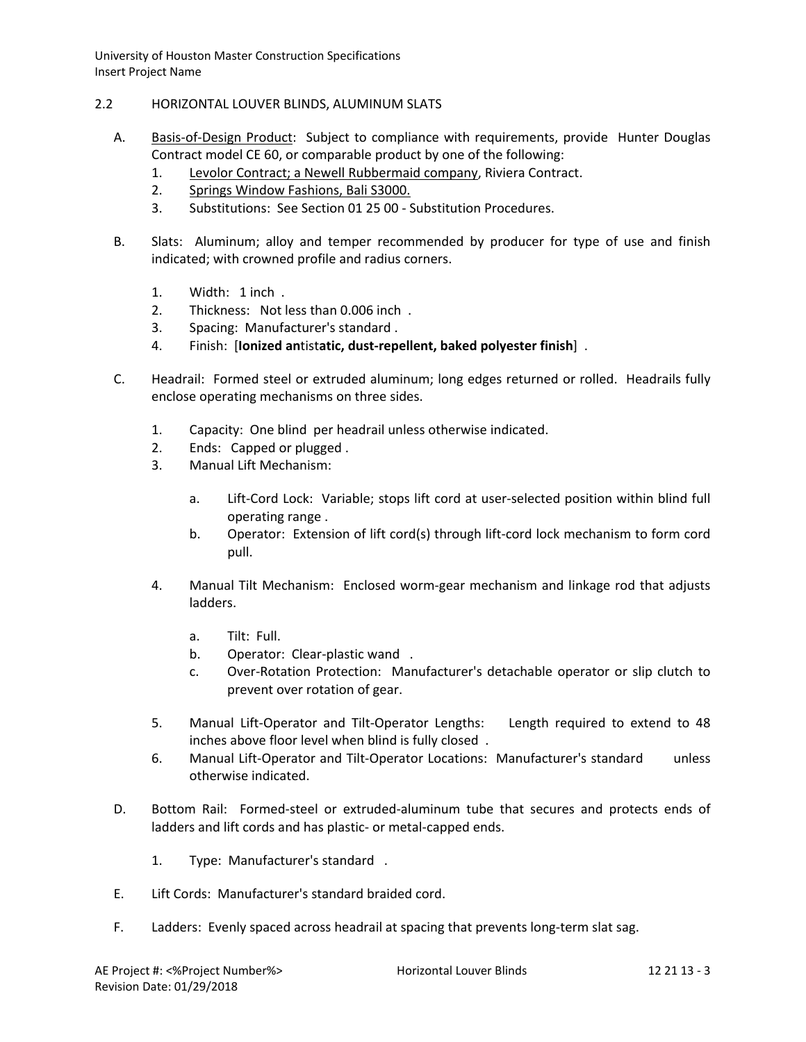## 2.2 HORIZONTAL LOUVER BLINDS, ALUMINUM SLATS

A. Basis-of-Design Product: Subject to compliance with requirements, provide Hunter Douglas Contract model CE 60, or comparable product by one of the following:
   1. Levolor Contract; a Newell Rubbermaid company, Riviera Contract.
   2. Springs Window Fashions, Bali S3000.
   3. Substitutions: See Section 01 25 00 - Substitution Procedures.

B. Slats: Aluminum; alloy and temper recommended by producer for type of use and finish indicated; with crowned profile and radius corners.
   1. Width: 1 inch .
   2. Thickness: Not less than 0.006 inch .
   3. Spacing: Manufacturer's standard .
   4. Finish: [**Ionized an**tist**atic, dust-repellent, baked polyester finish**] .

C. Headrail: Formed steel or extruded aluminum; long edges returned or rolled. Headrails fully enclose operating mechanisms on three sides.
   1. Capacity: One blind per headrail unless otherwise indicated.
   2. Ends: Capped or plugged .
   3. Manual Lift Mechanism:
      a. Lift-Cord Lock: Variable; stops lift cord at user-selected position within blind full operating range .
      b. Operator: Extension of lift cord(s) through lift-cord lock mechanism to form cord pull.
   4. Manual Tilt Mechanism: Enclosed worm-gear mechanism and linkage rod that adjusts ladders.
      a. Tilt: Full.
      b. Operator: Clear-plastic wand .
      c. Over-Rotation Protection: Manufacturer's detachable operator or slip clutch to prevent over rotation of gear.
   5. Manual Lift-Operator and Tilt-Operator Lengths: Length required to extend to 48 inches above floor level when blind is fully closed .
   6. Manual Lift-Operator and Tilt-Operator Locations: Manufacturer's standard unless otherwise indicated.

D. Bottom Rail: Formed-steel or extruded-aluminum tube that secures and protects ends of ladders and lift cords and has plastic- or metal-capped ends.
   1. Type: Manufacturer's standard .

E. Lift Cords: Manufacturer's standard braided cord.

F. Ladders: Evenly spaced across headrail at spacing that prevents long-term slat sag.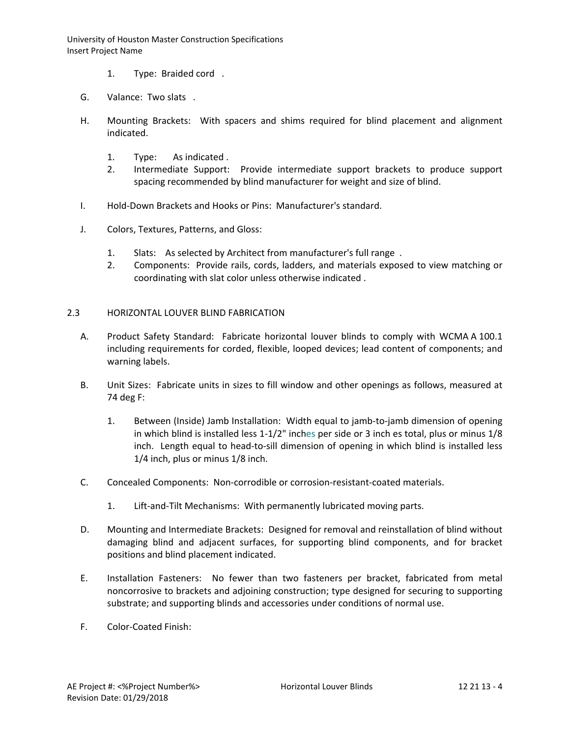1. Type: Braided cord .

G. Valance: Two slats .

H. Mounting Brackets: With spacers and shims required for blind placement and alignment indicated.

   1. Type: As indicated .
   2. Intermediate Support: Provide intermediate support brackets to produce support spacing recommended by blind manufacturer for weight and size of blind.

I. Hold-Down Brackets and Hooks or Pins: Manufacturer's standard.

J. Colors, Textures, Patterns, and Gloss:

   1. Slats: As selected by Architect from manufacturer's full range .
   2. Components: Provide rails, cords, ladders, and materials exposed to view matching or coordinating with slat color unless otherwise indicated .

## 2.3 HORIZONTAL LOUVER BLIND FABRICATION

A. Product Safety Standard: Fabricate horizontal louver blinds to comply with WCMA A 100.1 including requirements for corded, flexible, looped devices; lead content of components; and warning labels.

B. Unit Sizes: Fabricate units in sizes to fill window and other openings as follows, measured at 74 deg F:

   1. Between (Inside) Jamb Installation: Width equal to jamb-to-jamb dimension of opening in which blind is installed less 1-1/2" inches per side or 3 inch es total, plus or minus 1/8 inch. Length equal to head-to-sill dimension of opening in which blind is installed less 1/4 inch, plus or minus 1/8 inch.

C. Concealed Components: Non-corrodible or corrosion-resistant-coated materials.

   1. Lift-and-Tilt Mechanisms: With permanently lubricated moving parts.

D. Mounting and Intermediate Brackets: Designed for removal and reinstallation of blind without damaging blind and adjacent surfaces, for supporting blind components, and for bracket positions and blind placement indicated.

E. Installation Fasteners: No fewer than two fasteners per bracket, fabricated from metal noncorrosive to brackets and adjoining construction; type designed for securing to supporting substrate; and supporting blinds and accessories under conditions of normal use.

F. Color-Coated Finish: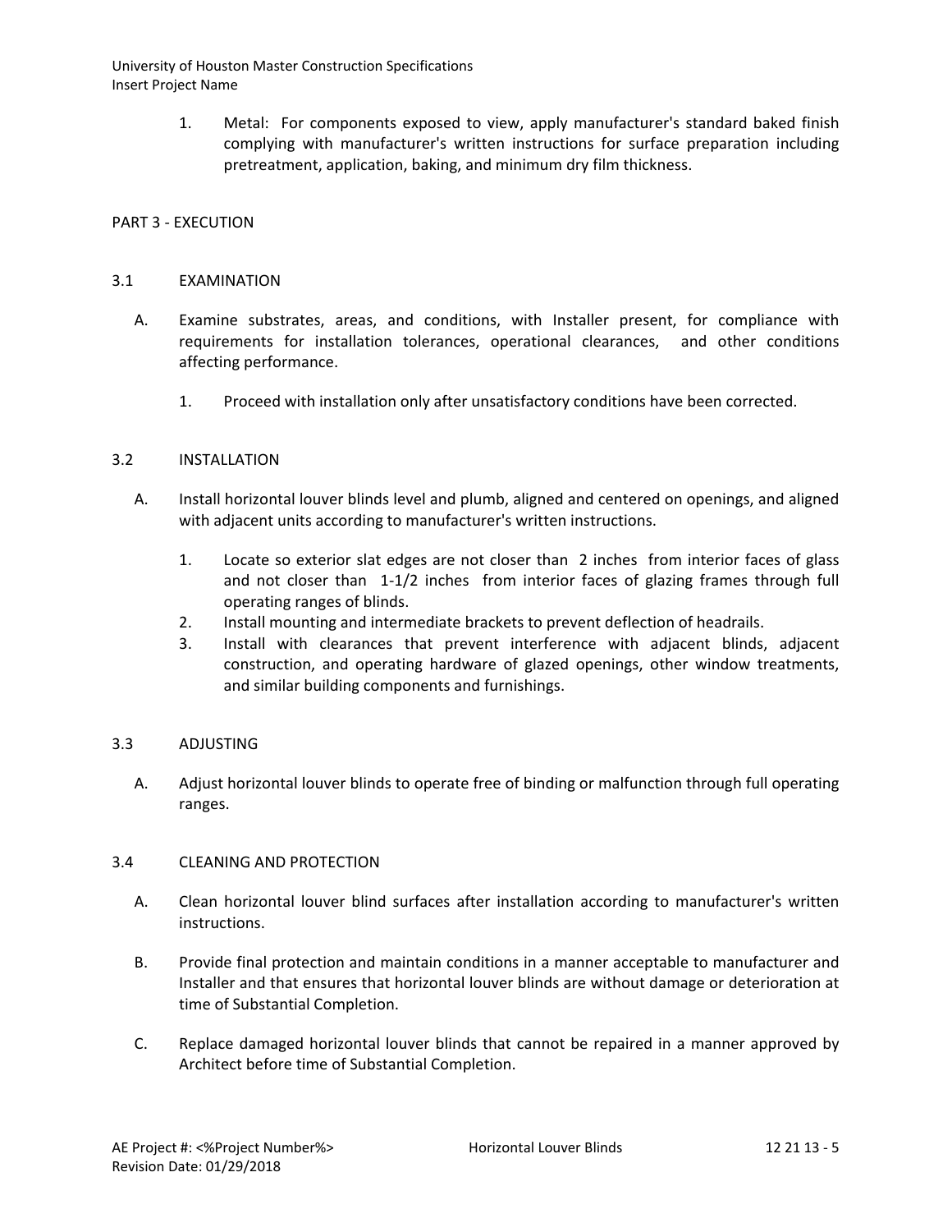1. Metal: For components exposed to view, apply manufacturer's standard baked finish complying with manufacturer's written instructions for surface preparation including pretreatment, application, baking, and minimum dry film thickness.

## PART 3 - EXECUTION

### 3.1 EXAMINATION

A. Examine substrates, areas, and conditions, with Installer present, for compliance with requirements for installation tolerances, operational clearances, and other conditions affecting performance.

   1. Proceed with installation only after unsatisfactory conditions have been corrected.

### 3.2 INSTALLATION

A. Install horizontal louver blinds level and plumb, aligned and centered on openings, and aligned with adjacent units according to manufacturer's written instructions.

   1. Locate so exterior slat edges are not closer than 2 inches from interior faces of glass and not closer than 1-1/2 inches from interior faces of glazing frames through full operating ranges of blinds.
   2. Install mounting and intermediate brackets to prevent deflection of headrails.
   3. Install with clearances that prevent interference with adjacent blinds, adjacent construction, and operating hardware of glazed openings, other window treatments, and similar building components and furnishings.

### 3.3 ADJUSTING

A. Adjust horizontal louver blinds to operate free of binding or malfunction through full operating ranges.

### 3.4 CLEANING AND PROTECTION

A. Clean horizontal louver blind surfaces after installation according to manufacturer's written instructions.

B. Provide final protection and maintain conditions in a manner acceptable to manufacturer and Installer and that ensures that horizontal louver blinds are without damage or deterioration at time of Substantial Completion.

C. Replace damaged horizontal louver blinds that cannot be repaired in a manner approved by Architect before time of Substantial Completion.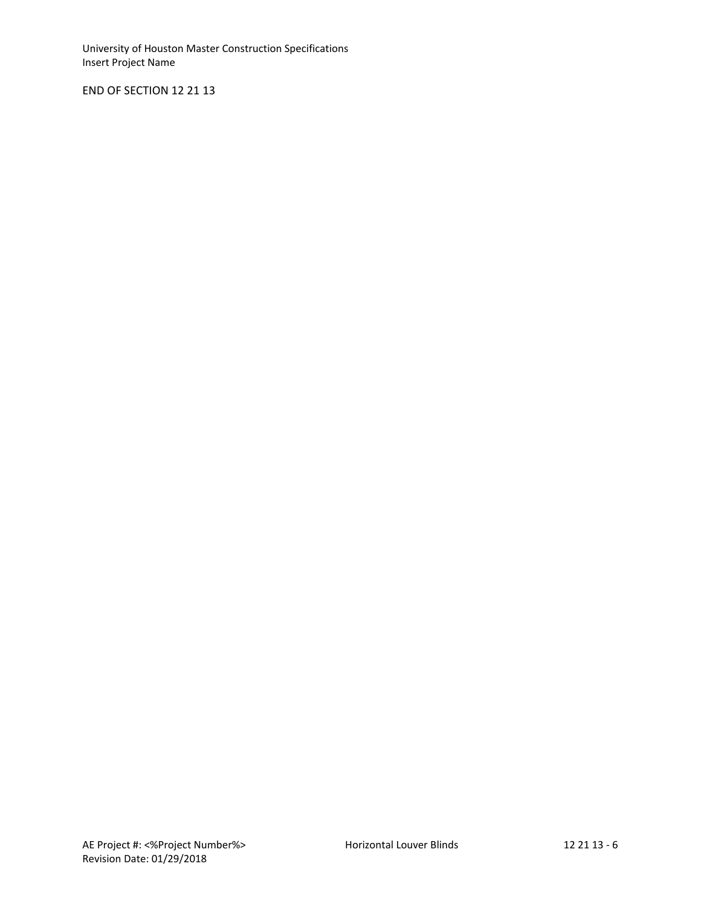END OF SECTION 12 21 13